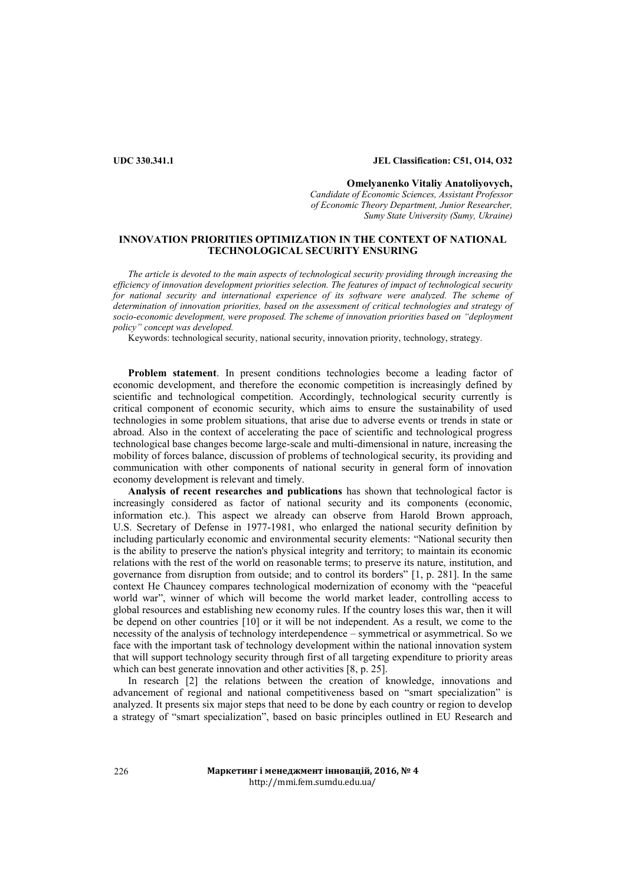UDC 330.341.1 JEL Classification: C51, O14, O32

**Omelyanenko Vitaliy Anatoliyovych,**
*Candidate of Economic Sciences, Assistant Professor of Economic Theory Department, Junior Researcher, Sumy State University (Sumy, Ukraine)*

# INNOVATION PRIORITIES OPTIMIZATION IN THE CONTEXT OF NATIONAL TECHNOLOGICAL SECURITY ENSURING

*The article is devoted to the main aspects of technological security providing through increasing the efficiency of innovation development priorities selection. The features of impact of technological security for national security and international experience of its software were analyzed. The scheme of determination of innovation priorities, based on the assessment of critical technologies and strategy of socio-economic development, were proposed. The scheme of innovation priorities based on "deployment policy" concept was developed.*

Keywords: technological security, national security, innovation priority, technology, strategy.

**Problem statement**. In present conditions technologies become a leading factor of economic development, and therefore the economic competition is increasingly defined by scientific and technological competition. Accordingly, technological security currently is critical component of economic security, which aims to ensure the sustainability of used technologies in some problem situations, that arise due to adverse events or trends in state or abroad. Also in the context of accelerating the pace of scientific and technological progress technological base changes become large-scale and multi-dimensional in nature, increasing the mobility of forces balance, discussion of problems of technological security, its providing and communication with other components of national security in general form of innovation economy development is relevant and timely.

**Analysis of recent researches and publications** has shown that technological factor is increasingly considered as factor of national security and its components (economic, information etc.). This aspect we already can observe from Harold Brown approach, U.S. Secretary of Defense in 1977-1981, who enlarged the national security definition by including particularly economic and environmental security elements: "National security then is the ability to preserve the nation's physical integrity and territory; to maintain its economic relations with the rest of the world on reasonable terms; to preserve its nature, institution, and governance from disruption from outside; and to control its borders" [1, p. 281]. In the same context He Chauncey compares technological modernization of economy with the "peaceful world war", winner of which will become the world market leader, controlling access to global resources and establishing new economy rules. If the country loses this war, then it will be depend on other countries [10] or it will be not independent. As a result, we come to the necessity of the analysis of technology interdependence – symmetrical or asymmetrical. So we face with the important task of technology development within the national innovation system that will support technology security through first of all targeting expenditure to priority areas which can best generate innovation and other activities [8, p. 25].

In research [2] the relations between the creation of knowledge, innovations and advancement of regional and national competitiveness based on "smart specialization" is analyzed. It presents six major steps that need to be done by each country or region to develop a strategy of "smart specialization", based on basic principles outlined in EU Research and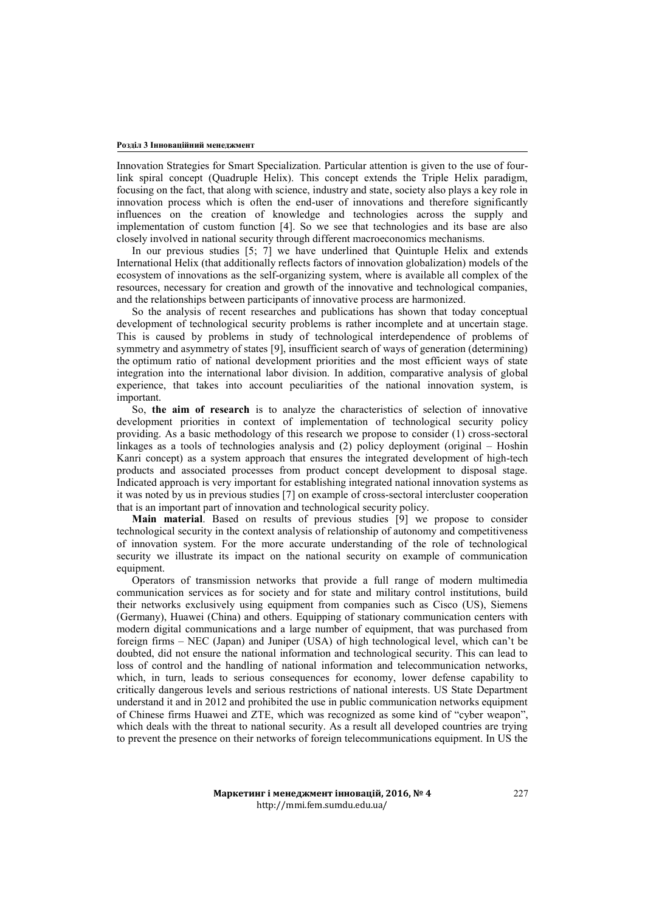Innovation Strategies for Smart Specialization. Particular attention is given to the use of four-link spiral concept (Quadruple Helix). This concept extends the Triple Helix paradigm, focusing on the fact, that along with science, industry and state, society also plays a key role in innovation process which is often the end-user of innovations and therefore significantly influences on the creation of knowledge and technologies across the supply and implementation of custom function [4]. So we see that technologies and its base are also closely involved in national security through different macroeconomics mechanisms.

In our previous studies [5; 7] we have underlined that Quintuple Helix and extends International Helix (that additionally reflects factors of innovation globalization) models of the ecosystem of innovations as the self-organizing system, where is available all complex of the resources, necessary for creation and growth of the innovative and technological companies, and the relationships between participants of innovative process are harmonized.

So the analysis of recent researches and publications has shown that today conceptual development of technological security problems is rather incomplete and at uncertain stage. This is caused by problems in study of technological interdependence of problems of symmetry and asymmetry of states [9], insufficient search of ways of generation (determining) the optimum ratio of national development priorities and the most efficient ways of state integration into the international labor division. In addition, comparative analysis of global experience, that takes into account peculiarities of the national innovation system, is important.

So, **the aim of research** is to analyze the characteristics of selection of innovative development priorities in context of implementation of technological security policy providing. As a basic methodology of this research we propose to consider (1) cross-sectoral linkages as a tools of technologies analysis and (2) policy deployment (original – Hoshin Kanri concept) as a system approach that ensures the integrated development of high-tech products and associated processes from product concept development to disposal stage. Indicated approach is very important for establishing integrated national innovation systems as it was noted by us in previous studies [7] on example of cross-sectoral intercluster cooperation that is an important part of innovation and technological security policy.

**Main material**. Based on results of previous studies [9] we propose to consider technological security in the context analysis of relationship of autonomy and competitiveness of innovation system. For the more accurate understanding of the role of technological security we illustrate its impact on the national security on example of communication equipment.

Operators of transmission networks that provide a full range of modern multimedia communication services as for society and for state and military control institutions, build their networks exclusively using equipment from companies such as Cisco (US), Siemens (Germany), Huawei (China) and others. Equipping of stationary communication centers with modern digital communications and a large number of equipment, that was purchased from foreign firms – NEC (Japan) and Juniper (USA) of high technological level, which can't be doubted, did not ensure the national information and technological security. This can lead to loss of control and the handling of national information and telecommunication networks, which, in turn, leads to serious consequences for economy, lower defense capability to critically dangerous levels and serious restrictions of national interests. US State Department understand it and in 2012 and prohibited the use in public communication networks equipment of Chinese firms Huawei and ZTE, which was recognized as some kind of "cyber weapon", which deals with the threat to national security. As a result all developed countries are trying to prevent the presence on their networks of foreign telecommunications equipment. In US the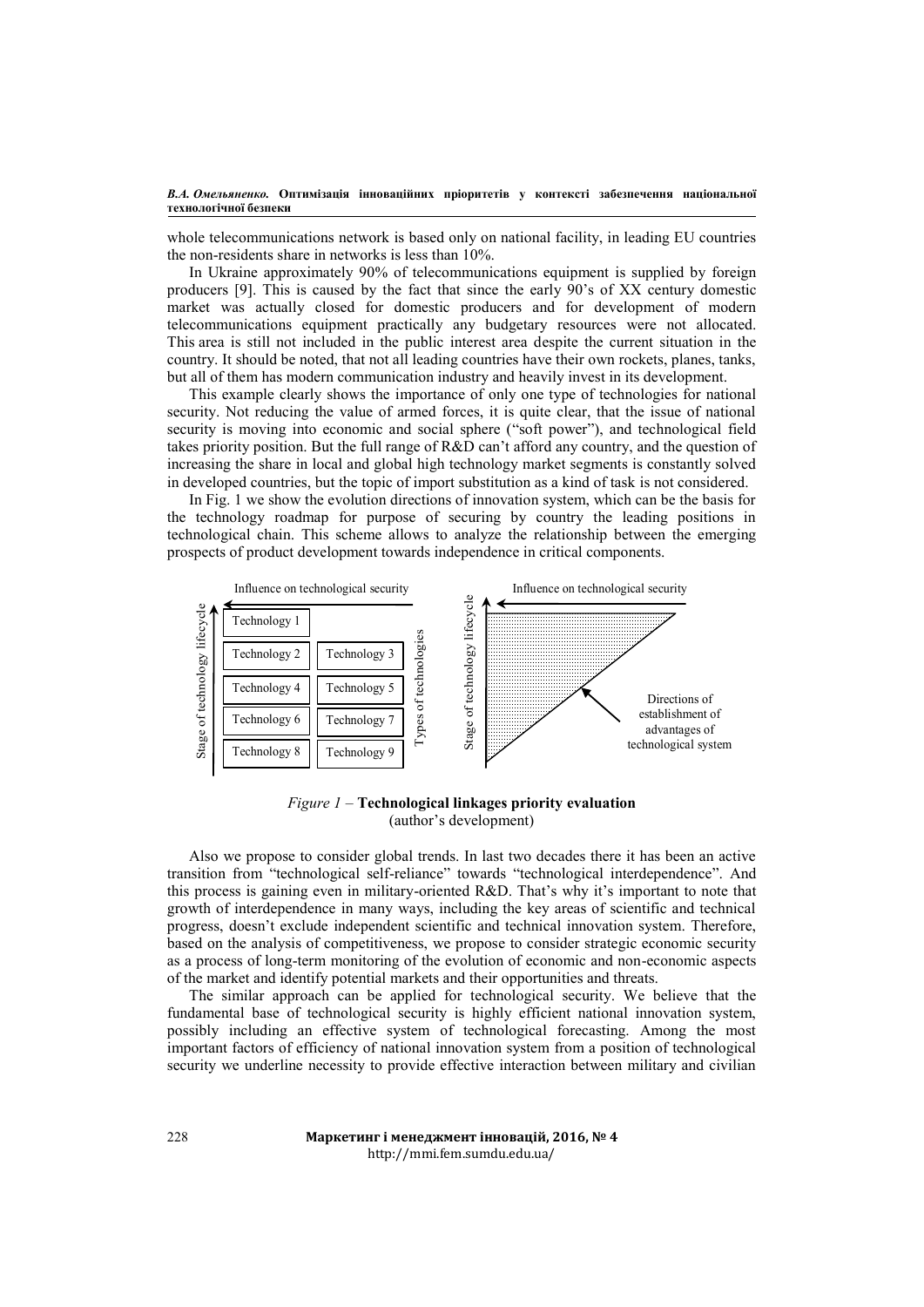whole telecommunications network is based only on national facility, in leading EU countries the non-residents share in networks is less than 10%.

In Ukraine approximately 90% of telecommunications equipment is supplied by foreign producers [9]. This is caused by the fact that since the early 90's of XX century domestic market was actually closed for domestic producers and for development of modern telecommunications equipment practically any budgetary resources were not allocated. This area is still not included in the public interest area despite the current situation in the country. It should be noted, that not all leading countries have their own rockets, planes, tanks, but all of them has modern communication industry and heavily invest in its development.

This example clearly shows the importance of only one type of technologies for national security. Not reducing the value of armed forces, it is quite clear, that the issue of national security is moving into economic and social sphere ("soft power"), and technological field takes priority position. But the full range of R&D can't afford any country, and the question of increasing the share in local and global high technology market segments is constantly solved in developed countries, but the topic of import substitution as a kind of task is not considered.

In Fig. 1 we show the evolution directions of innovation system, which can be the basis for the technology roadmap for purpose of securing by country the leading positions in technological chain. This scheme allows to analyze the relationship between the emerging prospects of product development towards independence in critical components.

Influence on technological security | Stage of technology lifecycle | Types of technologies

Technology 1
Technology 2 | Technology 3
Technology 4 | Technology 5
Technology 6 | Technology 7
Technology 8 | Technology 9

Influence on technological security | Stage of technology lifecycle

Directions of establishment of advantages of technological system

*Figure 1* – **Technological linkages priority evaluation**
(author's development)

Also we propose to consider global trends. In last two decades there it has been an active transition from "technological self-reliance" towards "technological interdependence". And this process is gaining even in military-oriented R&D. That's why it's important to note that growth of interdependence in many ways, including the key areas of scientific and technical progress, doesn't exclude independent scientific and technical innovation system. Therefore, based on the analysis of competitiveness, we propose to consider strategic economic security as a process of long-term monitoring of the evolution of economic and non-economic aspects of the market and identify potential markets and their opportunities and threats.

The similar approach can be applied for technological security. We believe that the fundamental base of technological security is highly efficient national innovation system, possibly including an effective system of technological forecasting. Among the most important factors of efficiency of national innovation system from a position of technological security we underline necessity to provide effective interaction between military and civilian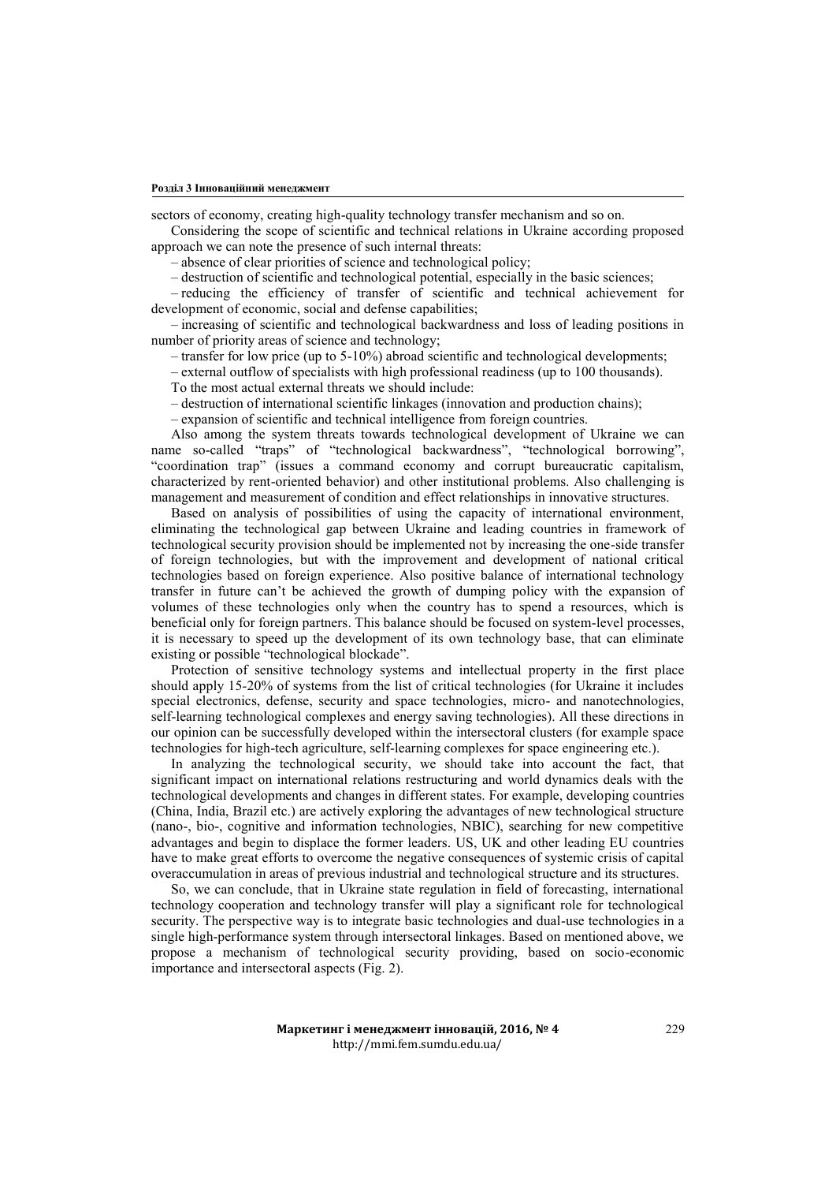sectors of economy, creating high-quality technology transfer mechanism and so on.

Considering the scope of scientific and technical relations in Ukraine according proposed approach we can note the presence of such internal threats:

– absence of clear priorities of science and technological policy;

– destruction of scientific and technological potential, especially in the basic sciences;

– reducing the efficiency of transfer of scientific and technical achievement for development of economic, social and defense capabilities;

– increasing of scientific and technological backwardness and loss of leading positions in number of priority areas of science and technology;

– transfer for low price (up to 5-10%) abroad scientific and technological developments;

– external outflow of specialists with high professional readiness (up to 100 thousands).

To the most actual external threats we should include:

– destruction of international scientific linkages (innovation and production chains);

– expansion of scientific and technical intelligence from foreign countries.

Also among the system threats towards technological development of Ukraine we can name so-called "traps" of "technological backwardness", "technological borrowing", "coordination trap" (issues a command economy and corrupt bureaucratic capitalism, characterized by rent-oriented behavior) and other institutional problems. Also challenging is management and measurement of condition and effect relationships in innovative structures.

Based on analysis of possibilities of using the capacity of international environment, eliminating the technological gap between Ukraine and leading countries in framework of technological security provision should be implemented not by increasing the one-side transfer of foreign technologies, but with the improvement and development of national critical technologies based on foreign experience. Also positive balance of international technology transfer in future can't be achieved the growth of dumping policy with the expansion of volumes of these technologies only when the country has to spend a resources, which is beneficial only for foreign partners. This balance should be focused on system-level processes, it is necessary to speed up the development of its own technology base, that can eliminate existing or possible "technological blockade".

Protection of sensitive technology systems and intellectual property in the first place should apply 15-20% of systems from the list of critical technologies (for Ukraine it includes special electronics, defense, security and space technologies, micro- and nanotechnologies, self-learning technological complexes and energy saving technologies). All these directions in our opinion can be successfully developed within the intersectoral clusters (for example space technologies for high-tech agriculture, self-learning complexes for space engineering etc.).

In analyzing the technological security, we should take into account the fact, that significant impact on international relations restructuring and world dynamics deals with the technological developments and changes in different states. For example, developing countries (China, India, Brazil etc.) are actively exploring the advantages of new technological structure (nano-, bio-, cognitive and information technologies, NBIC), searching for new competitive advantages and begin to displace the former leaders. US, UK and other leading EU countries have to make great efforts to overcome the negative consequences of systemic crisis of capital overaccumulation in areas of previous industrial and technological structure and its structures.

So, we can conclude, that in Ukraine state regulation in field of forecasting, international technology cooperation and technology transfer will play a significant role for technological security. The perspective way is to integrate basic technologies and dual-use technologies in a single high-performance system through intersectoral linkages. Based on mentioned above, we propose a mechanism of technological security providing, based on socio-economic importance and intersectoral aspects (Fig. 2).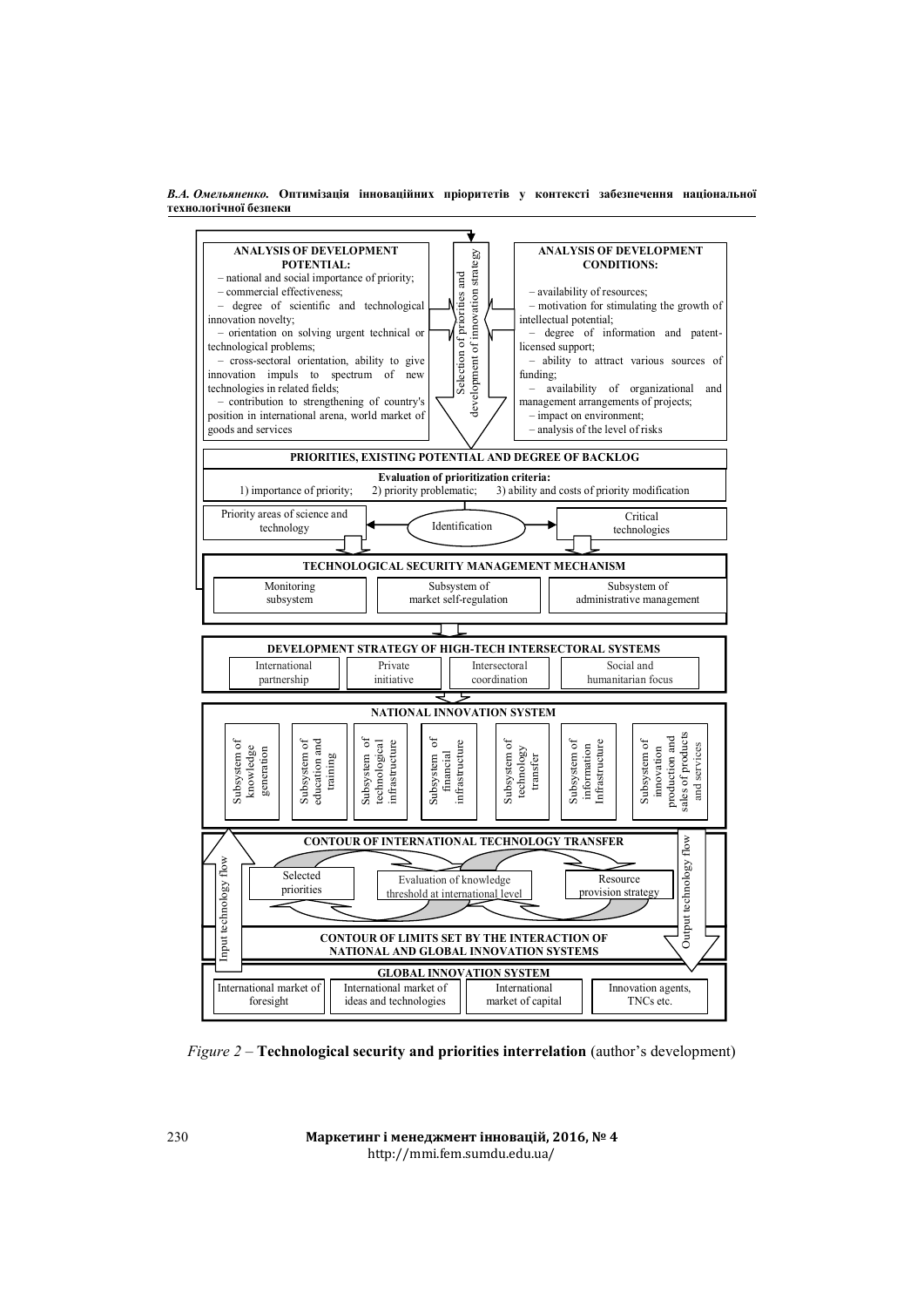**ANALYSIS OF DEVELOPMENT POTENTIAL:**

– national and social importance of priority;
– commercial effectiveness;
– degree of scientific and technological innovation novelty;
– orientation on solving urgent technical or technological problems;
– cross-sectoral orientation, ability to give innovation impuls to spectrum of new technologies in related fields;
– contribution to strengthening of country's position in international arena, world market of goods and services

Selection of priorities and development of innovation strategy

**ANALYSIS OF DEVELOPMENT CONDITIONS:**

– availability of resources;
– motivation for stimulating the growth of intellectual potential;
– degree of information and patent-licensed support;
– ability to attract various sources of funding;
– availability of organizational and management arrangements of projects;
– impact on environment;
– analysis of the level of risks

**PRIORITIES, EXISTING POTENTIAL AND DEGREE OF BACKLOG**

**Evaluation of prioritization criteria:**
1) importance of priority; 2) priority problematic; 3) ability and costs of priority modification

Priority areas of science and technology — Identification — Critical technologies

**TECHNOLOGICAL SECURITY MANAGEMENT MECHANISM**

Monitoring subsystem | Subsystem of market self-regulation | Subsystem of administrative management

**DEVELOPMENT STRATEGY OF HIGH-TECH INTERSECTORAL SYSTEMS**

International partnership | Private initiative | Intersectoral coordination | Social and humanitarian focus

**NATIONAL INNOVATION SYSTEM**

Subsystem of knowledge generation | Subsystem of education and training | Subsystem of technological infrastructure | Subsystem of financial infrastructure | Subsystem of technology transfer | Subsystem of information Infrastructure | Subsystem of innovation production and sales of products and services

**CONTOUR OF INTERNATIONAL TECHNOLOGY TRANSFER**

Input technology flow | Selected priorities | Evaluation of knowledge threshold at international level | Resource provision strategy | Output technology flow

**CONTOUR OF LIMITS SET BY THE INTERACTION OF NATIONAL AND GLOBAL INNOVATION SYSTEMS**

**GLOBAL INNOVATION SYSTEM**

International market of foresight | International market of ideas and technologies | International market of capital | Innovation agents, TNCs etc.

*Figure 2* – **Technological security and priorities interrelation** (author's development)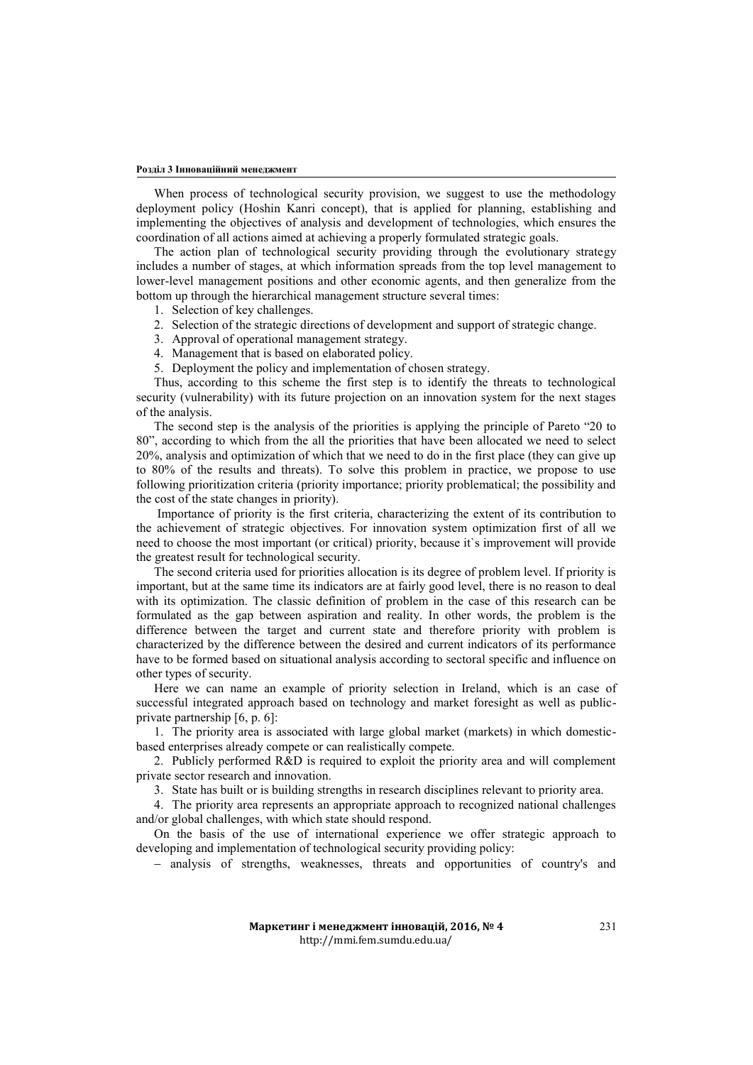When process of technological security provision, we suggest to use the methodology deployment policy (Hoshin Kanri concept), that is applied for planning, establishing and implementing the objectives of analysis and development of technologies, which ensures the coordination of all actions aimed at achieving a properly formulated strategic goals.

The action plan of technological security providing through the evolutionary strategy includes a number of stages, at which information spreads from the top level management to lower-level management positions and other economic agents, and then generalize from the bottom up through the hierarchical management structure several times:

1. Selection of key challenges.
2. Selection of the strategic directions of development and support of strategic change.
3. Approval of operational management strategy.
4. Management that is based on elaborated policy.
5. Deployment the policy and implementation of chosen strategy.

Thus, according to this scheme the first step is to identify the threats to technological security (vulnerability) with its future projection on an innovation system for the next stages of the analysis.

The second step is the analysis of the priorities is applying the principle of Pareto "20 to 80", according to which from the all the priorities that have been allocated we need to select 20%, analysis and optimization of which that we need to do in the first place (they can give up to 80% of the results and threats). To solve this problem in practice, we propose to use following prioritization criteria (priority importance; priority problematical; the possibility and the cost of the state changes in priority).

Importance of priority is the first criteria, characterizing the extent of its contribution to the achievement of strategic objectives. For innovation system optimization first of all we need to choose the most important (or critical) priority, because it`s improvement will provide the greatest result for technological security.

The second criteria used for priorities allocation is its degree of problem level. If priority is important, but at the same time its indicators are at fairly good level, there is no reason to deal with its optimization. The classic definition of problem in the case of this research can be formulated as the gap between aspiration and reality. In other words, the problem is the difference between the target and current state and therefore priority with problem is characterized by the difference between the desired and current indicators of its performance have to be formed based on situational analysis according to sectoral specific and influence on other types of security.

Here we can name an example of priority selection in Ireland, which is an case of successful integrated approach based on technology and market foresight as well as public-private partnership [6, p. 6]:

1. The priority area is associated with large global market (markets) in which domestic-based enterprises already compete or can realistically compete.
2. Publicly performed R&D is required to exploit the priority area and will complement private sector research and innovation.
3. State has built or is building strengths in research disciplines relevant to priority area.
4. The priority area represents an appropriate approach to recognized national challenges and/or global challenges, with which state should respond.

On the basis of the use of international experience we offer strategic approach to developing and implementation of technological security providing policy:

– analysis of strengths, weaknesses, threats and opportunities of country's and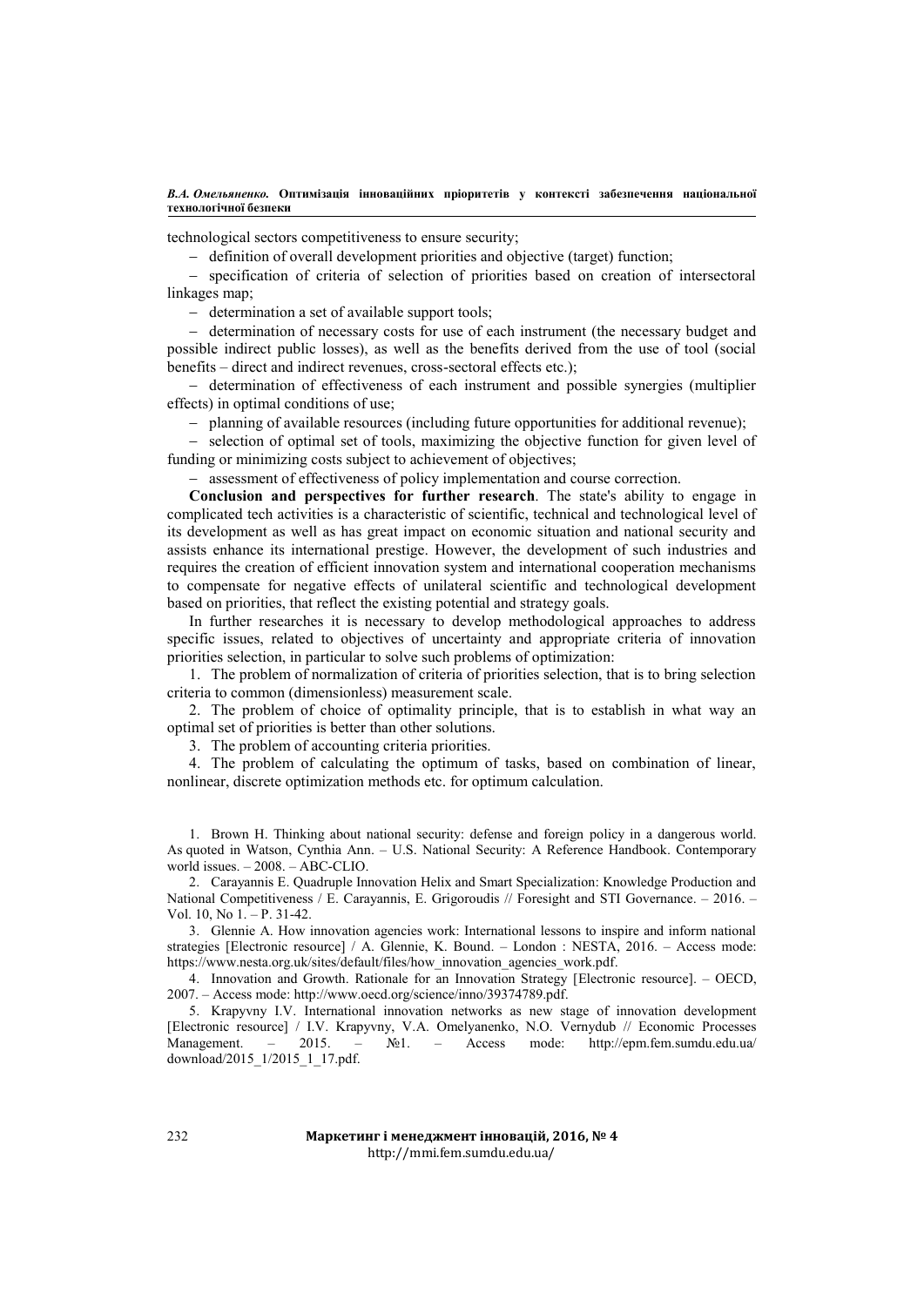technological sectors competitiveness to ensure security;

– definition of overall development priorities and objective (target) function;

– specification of criteria of selection of priorities based on creation of intersectoral linkages map;

– determination a set of available support tools;

– determination of necessary costs for use of each instrument (the necessary budget and possible indirect public losses), as well as the benefits derived from the use of tool (social benefits – direct and indirect revenues, cross-sectoral effects etc.);

– determination of effectiveness of each instrument and possible synergies (multiplier effects) in optimal conditions of use;

– planning of available resources (including future opportunities for additional revenue);

– selection of optimal set of tools, maximizing the objective function for given level of funding or minimizing costs subject to achievement of objectives;

– assessment of effectiveness of policy implementation and course correction.

**Conclusion and perspectives for further research**. The state's ability to engage in complicated tech activities is a characteristic of scientific, technical and technological level of its development as well as has great impact on economic situation and national security and assists enhance its international prestige. However, the development of such industries and requires the creation of efficient innovation system and international cooperation mechanisms to compensate for negative effects of unilateral scientific and technological development based on priorities, that reflect the existing potential and strategy goals.

In further researches it is necessary to develop methodological approaches to address specific issues, related to objectives of uncertainty and appropriate criteria of innovation priorities selection, in particular to solve such problems of optimization:

1. The problem of normalization of criteria of priorities selection, that is to bring selection criteria to common (dimensionless) measurement scale.
2. The problem of choice of optimality principle, that is to establish in what way an optimal set of priorities is better than other solutions.
3. The problem of accounting criteria priorities.
4. The problem of calculating the optimum of tasks, based on combination of linear, nonlinear, discrete optimization methods etc. for optimum calculation.

1. Brown H. Thinking about national security: defense and foreign policy in a dangerous world. As quoted in Watson, Cynthia Ann. – U.S. National Security: A Reference Handbook. Contemporary world issues. – 2008. – ABC-CLIO.

2. Carayannis E. Quadruple Innovation Helix and Smart Specialization: Knowledge Production and National Competitiveness / E. Carayannis, E. Grigoroudis // Foresight and STI Governance. – 2016. – Vol. 10, No 1. – P. 31-42.

3. Glennie A. How innovation agencies work: International lessons to inspire and inform national strategies [Electronic resource] / A. Glennie, K. Bound. – London : NESTA, 2016. – Access mode: https://www.nesta.org.uk/sites/default/files/how_innovation_agencies_work.pdf.

4. Innovation and Growth. Rationale for an Innovation Strategy [Electronic resource]. – OECD, 2007. – Access mode: http://www.oecd.org/science/inno/39374789.pdf.

5. Krapyvny I.V. International innovation networks as new stage of innovation development [Electronic resource] / I.V. Krapyvny, V.A. Omelyanenko, N.O. Vernydub // Economic Processes Management. – 2015. – №1. – Access mode: http://epm.fem.sumdu.edu.ua/download/2015_1/2015_1_17.pdf.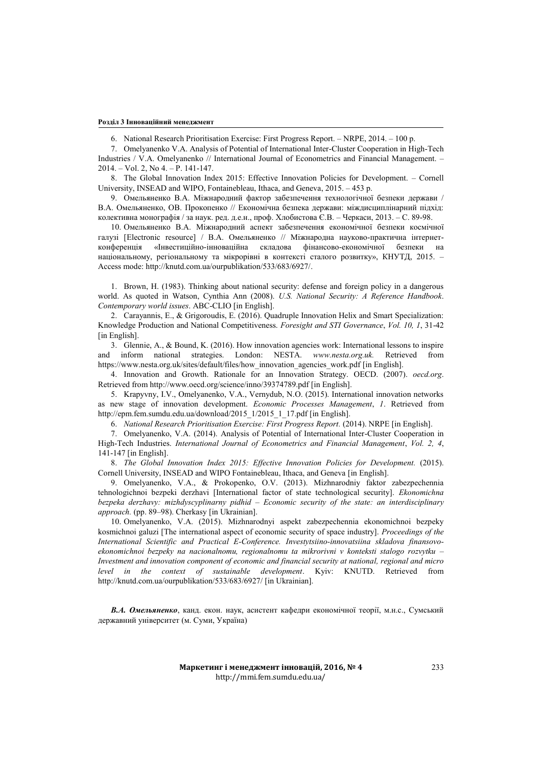6. National Research Prioritisation Exercise: First Progress Report. – NRPE, 2014. – 100 p.

7. Omelyanenko V.A. Analysis of Potential of International Inter-Cluster Cooperation in High-Tech Industries / V.A. Omelyanenko // International Journal of Econometrics and Financial Management. – 2014. – Vol. 2, No 4. – P. 141-147.

8. The Global Innovation Index 2015: Effective Innovation Policies for Development. – Cornell University, INSEAD and WIPO, Fontainebleau, Ithaca, and Geneva, 2015. – 453 p.

9. Омельяненко В.А. Міжнародний фактор забезпечення технологічної безпеки держави / В.А. Омельяненко, ОВ. Прокопенко // Економічна безпека держави: міждисциплінарний підхід: колективна монографія / за наук. ред. д.е.н., проф. Хлобистова Є.В. – Черкаси, 2013. – С. 89-98.

10. Омельяненко В.А. Міжнародний аспект забезпечення економічної безпеки космічної галузі [Electronic resource] / В.А. Омельяненко // Міжнародна науково-практична інтернет-конференція «Інвестиційно-інноваційна складова фінансово-економічної безпеки на національному, регіональному та мікрорівні в контексті сталого розвитку», КНУТД, 2015. – Access mode: http://knutd.com.ua/ourpublikation/533/683/6927/.

1. Brown, H. (1983). Thinking about national security: defense and foreign policy in a dangerous world. As quoted in Watson, Cynthia Ann (2008). *U.S. National Security: A Reference Handbook*. *Contemporary world issues*. ABC-CLIO [in English].

2. Carayannis, E., & Grigoroudis, E. (2016). Quadruple Innovation Helix and Smart Specialization: Knowledge Production and National Competitiveness. *Foresight and STI Governance*, *Vol. 10, 1*, 31-42 [in English].

3. Glennie, A., & Bound, K. (2016). How innovation agencies work: International lessons to inspire and inform national strategies. London: NESTA. *www.nesta.org.uk.* Retrieved from https://www.nesta.org.uk/sites/default/files/how_innovation_agencies_work.pdf [in English].

4. Innovation and Growth. Rationale for an Innovation Strategy. OECD. (2007). *oecd.org*. Retrieved from http://www.oecd.org/science/inno/39374789.pdf [in English].

5. Krapyvny, I.V., Omelyanenko, V.A., Vernydub, N.O. (2015). International innovation networks as new stage of innovation development. *Economic Processes Management*, *1*. Retrieved from http://epm.fem.sumdu.edu.ua/download/2015_1/2015_1_17.pdf [in English].

6. *National Research Prioritisation Exercise: First Progress Report.* (2014). NRPE [in English].

7. Omelyanenko, V.A. (2014). Analysis of Potential of International Inter-Cluster Cooperation in High-Tech Industries. *International Journal of Econometrics and Financial Management*, *Vol. 2, 4*, 141-147 [in English].

8. *The Global Innovation Index 2015: Effective Innovation Policies for Development.* (2015). Cornell University, INSEAD and WIPO Fontainebleau, Ithaca, and Geneva [in English].

9. Omelyanenko, V.A., & Prokopenko, O.V. (2013). Mizhnarodniy faktor zabezpechennia tehnologichnoi bezpeki derzhavi [International factor of state technological security]. *Ekonomichna bezpeka derzhavy: mizhdyscyplinarny pidhid – Economic security of the state: an interdisciplinary approach.* (pp. 89–98). Cherkasy [in Ukrainian].

10. Omelyanenko, V.A. (2015). Mizhnarodnyi aspekt zabezpechennia ekonomichnoi bezpeky kosmichnoi galuzi [The international aspect of economic security of space industry]. *Proceedings of the International Scientific and Practical E-Conference. Investytsiino-innovatsiina skladova finansovo-ekonomichnoi bezpeky na nacionalnomu, regionalnomu ta mikrorivni v konteksti stalogo rozvytku – Investment and innovation component of economic and financial security at national, regional and micro level in the context of sustainable development*. Kyiv: KNUTD. Retrieved from http://knutd.com.ua/ourpublikation/533/683/6927/ [in Ukrainian].

***В.А. Омельяненко***, канд. екон. наук, асистент кафедри економічної теорії, м.н.с., Сумський державний університет (м. Суми, Україна)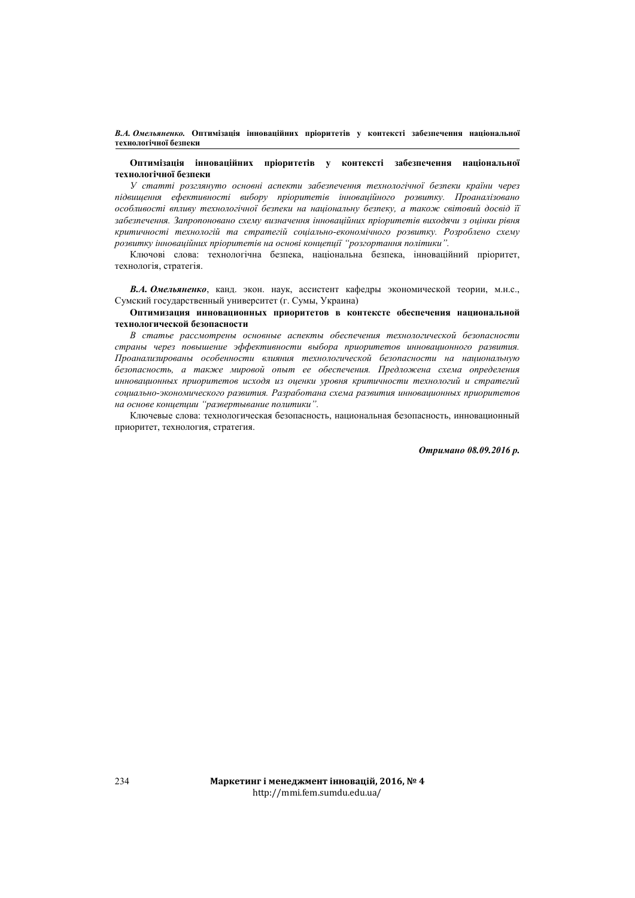**Оптимізація інноваційних пріоритетів у контексті забезпечення національної технологічної безпеки**

*У статті розглянуто основні аспекти забезпечення технологічної безпеки країни через підвищення ефективності вибору пріоритетів інноваційного розвитку. Проаналізовано особливості впливу технологічної безпеки на національну безпеку, а також світовий досвід її забезпечення. Запропоновано схему визначення інноваційних пріоритетів виходячи з оцінки рівня критичності технологій та стратегій соціально-економічного розвитку. Розроблено схему розвитку інноваційних пріоритетів на основі концепції "розгортання політики".*

Ключові слова: технологічна безпека, національна безпека, інноваційний пріоритет, технологія, стратегія.

***В.А. Омельяненко***, канд. экон. наук, ассистент кафедры экономической теории, м.н.с., Сумский государственный университет (г. Сумы, Украина)

**Оптимизация инновационных приоритетов в контексте обеспечения национальной технологической безопасности**

*В статье рассмотрены основные аспекты обеспечения технологической безопасности страны через повышение эффективности выбора приоритетов инновационного развития. Проанализированы особенности влияния технологической безопасности на национальную безопасность, а также мировой опыт ее обеспечения. Предложена схема определения инновационных приоритетов исходя из оценки уровня критичности технологий и стратегий социально-экономического развития. Разработана схема развития инновационных приоритетов на основе концепции "развертывание политики".*

Ключевые слова: технологическая безопасность, национальная безопасность, инновационный приоритет, технология, стратегия.

***Отримано 08.09.2016 р.***